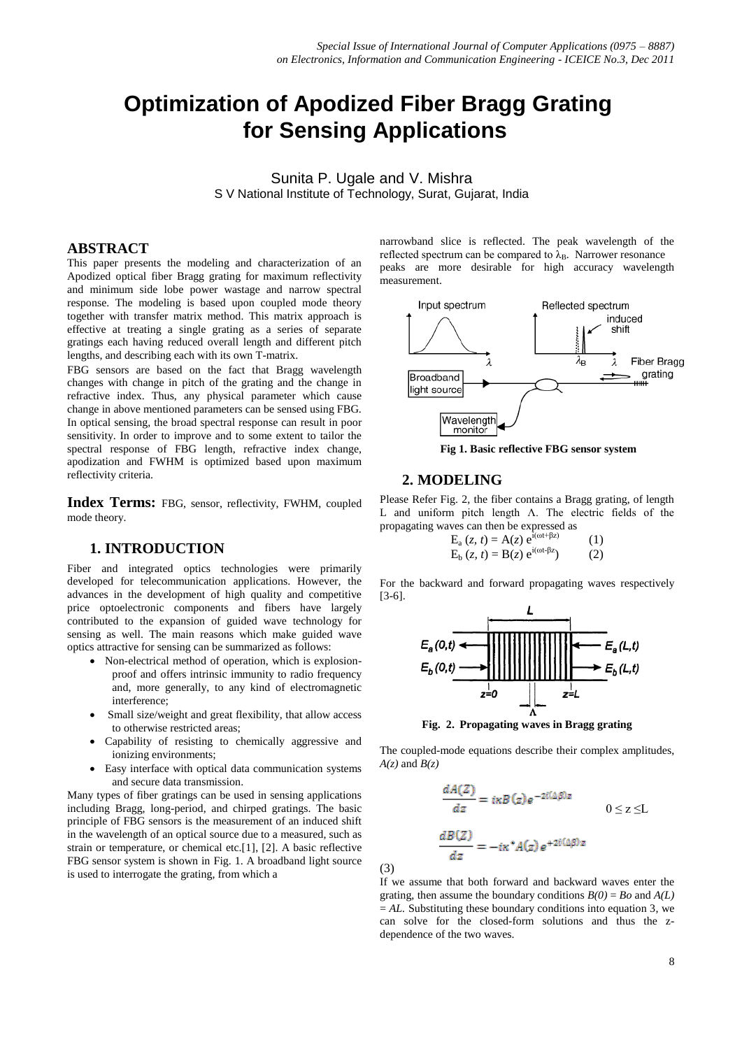# Optimization of Apodized Fiber Bragg Grating for Sensing Applications

Sunita P. Ugale and V. Mishra
S V National Institute of Technology, Surat, Gujarat, India

## ABSTRACT

This paper presents the modeling and characterization of an Apodized optical fiber Bragg grating for maximum reflectivity and minimum side lobe power wastage and narrow spectral response. The modeling is based upon coupled mode theory together with transfer matrix method. This matrix approach is effective at treating a single grating as a series of separate gratings each having reduced overall length and different pitch lengths, and describing each with its own T-matrix.

FBG sensors are based on the fact that Bragg wavelength changes with change in pitch of the grating and the change in refractive index. Thus, any physical parameter which cause change in above mentioned parameters can be sensed using FBG. In optical sensing, the broad spectral response can result in poor sensitivity. In order to improve and to some extent to tailor the spectral response of FBG length, refractive index change, apodization and FWHM is optimized based upon maximum reflectivity criteria.

**Index Terms:** FBG, sensor, reflectivity, FWHM, coupled mode theory.

## 1. INTRODUCTION

Fiber and integrated optics technologies were primarily developed for telecommunication applications. However, the advances in the development of high quality and competitive price optoelectronic components and fibers have largely contributed to the expansion of guided wave technology for sensing as well. The main reasons which make guided wave optics attractive for sensing can be summarized as follows:

- Non-electrical method of operation, which is explosion-proof and offers intrinsic immunity to radio frequency and, more generally, to any kind of electromagnetic interference;
- Small size/weight and great flexibility, that allow access to otherwise restricted areas;
- Capability of resisting to chemically aggressive and ionizing environments;
- Easy interface with optical data communication systems and secure data transmission.

Many types of fiber gratings can be used in sensing applications including Bragg, long-period, and chirped gratings. The basic principle of FBG sensors is the measurement of an induced shift in the wavelength of an optical source due to a measured, such as strain or temperature, or chemical etc.[1], [2]. A basic reflective FBG sensor system is shown in Fig. 1. A broadband light source is used to interrogate the grating, from which a narrowband slice is reflected. The peak wavelength of the reflected spectrum can be compared to $\lambda_B$. Narrower resonance peaks are more desirable for high accuracy wavelength measurement.

**Fig 1. Basic reflective FBG sensor system**

## 2. MODELING

Please Refer Fig. 2, the fiber contains a Bragg grating, of length L and uniform pitch length Λ. The electric fields of the propagating waves can then be expressed as

$$E_a(z, t) = A(z)\, e^{i(\omega t+\beta z)} \qquad (1)$$

$$E_b(z, t) = B(z)\, e^{i(\omega t-\beta z)} \qquad (2)$$

For the backward and forward propagating waves respectively [3-6].

**Fig. 2. Propagating waves in Bragg grating**

The coupled-mode equations describe their complex amplitudes, $A(z)$ and $B(z)$

$$\frac{dA(Z)}{dz} = i\kappa B(z) e^{-2i(\Delta\beta)z} \qquad 0 \le z \le L$$

$$\frac{dB(Z)}{dz} = -i\kappa^* A(z) e^{+2i(\Delta\beta)z} \qquad (3)$$

If we assume that both forward and backward waves enter the grating, then assume the boundary conditions $B(0) = Bo$ and $A(L) = AL$. Substituting these boundary conditions into equation 3, we can solve for the closed-form solutions and thus the z-dependence of the two waves.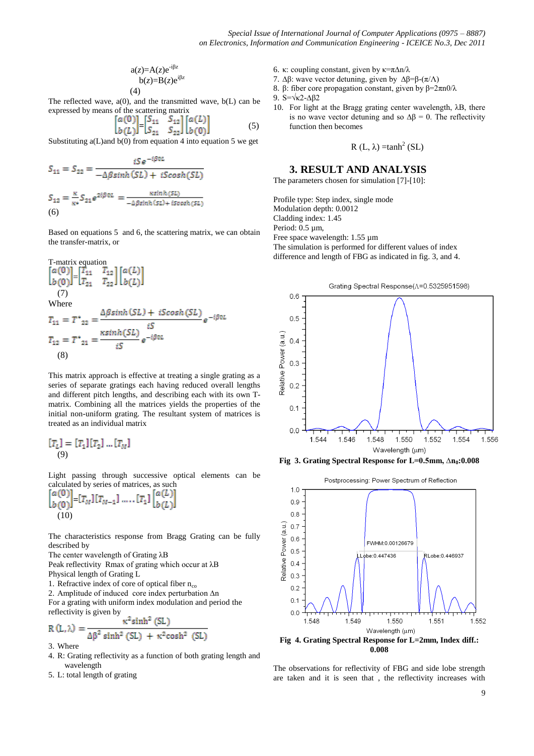$$a(z)=A(z)e^{-i\beta z}$$
$$b(z)=B(z)e^{i\beta z}$$
(4)

The reflected wave, a(0), and the transmitted wave, b(L) can be expressed by means of the scattering matrix

$$\begin{bmatrix} a(0) \\ b(L) \end{bmatrix} = \begin{bmatrix} S_{11} & S_{12} \\ S_{21} & S_{22} \end{bmatrix} \begin{bmatrix} a(L) \\ b(0) \end{bmatrix} \quad (5)$$

Substituting a(L)and b(0) from equation 4 into equation 5 we get

$$S_{11} = S_{22} = \frac{iSe^{-i\beta_0 L}}{-\Delta\beta \sinh(SL) + iS\cosh(SL)}$$

$$S_{12} = \frac{\kappa}{\kappa^*} S_{21} e^{2i\beta_0 L} = \frac{\kappa \sinh(SL)}{-\Delta\beta \sinh(SL) + iS\cosh(SL)}$$

(6)

Based on equations 5 and 6, the scattering matrix, we can obtain the transfer-matrix, or

T-matrix equation

$$\begin{bmatrix} a(0) \\ b(0) \end{bmatrix} = \begin{bmatrix} T_{11} & T_{12} \\ T_{21} & T_{22} \end{bmatrix} \begin{bmatrix} a(L) \\ b(L) \end{bmatrix}$$

(7)

Where

$$T_{11} = T^*_{22} = \frac{\Delta\beta \sinh(SL) + iS\cosh(SL)}{iS} e^{-i\beta_0 L}$$

$$T_{12} = T^*_{21} = \frac{\kappa \sinh(SL)}{iS} e^{-i\beta_0 L}$$

(8)

This matrix approach is effective at treating a single grating as a series of separate gratings each having reduced overall lengths and different pitch lengths, and describing each with its own T-matrix. Combining all the matrices yields the properties of the initial non-uniform grating. The resultant system of matrices is treated as an individual matrix

$$[T_L] = [T_1][T_2]\ldots[T_N]$$

(9)

Light passing through successive optical elements can be calculated by series of matrices, as such

$$\begin{bmatrix} a(0) \\ b(0) \end{bmatrix} = [T_N][T_{N-1}]\ldots\ldots[T_1] \begin{bmatrix} a(L) \\ b(L) \end{bmatrix}$$

(10)

The characteristics response from Bragg Grating can be fully described by

The center wavelength of Grating $\lambda B$

Peak reflectivity Rmax of grating which occur at $\lambda B$

Physical length of Grating L

1. Refractive index of core of optical fiber $n_{co}$
2. Amplitude of induced core index perturbation $\Delta n$

For a grating with uniform index modulation and period the reflectivity is given by

$$R(L,\lambda) = \frac{\kappa^2 \sinh^2(SL)}{\Delta\beta^2 \sinh^2(SL) + \kappa^2 \cosh^2(SL)}$$

3. Where
4. R: Grating reflectivity as a function of both grating length and wavelength
5. L: total length of grating
6. κ: coupling constant, given by $\kappa=\pi\Delta n/\lambda$
7. Δβ: wave vector detuning, given by $\Delta\beta=\beta-(\pi/\Lambda)$
8. β: fiber core propagation constant, given by $\beta=2\pi n0/\lambda$
9. $S=\sqrt{\kappa 2-\Delta\beta 2}$
10. For light at the Bragg grating center wavelength, λB, there is no wave vector detuning and so $\Delta\beta = 0$. The reflectivity function then becomes

$$R(L,\lambda) = \tanh^2(SL)$$

## 3. RESULT AND ANALYSIS

The parameters chosen for simulation [7]-[10]:

Profile type: Step index, single mode
Modulation depth: 0.0012
Cladding index: 1.45
Period: 0.5 µm,
Free space wavelength: 1.55 µm
The simulation is performed for different values of index difference and length of FBG as indicated in fig. 3, and 4.

**Fig 3. Grating Spectral Response for L=0.5mm, $\Delta n_0$:0.008**

**Fig 4. Grating Spectral Response for L=2mm, Index diff.: 0.008**

The observations for reflectivity of FBG and side lobe strength are taken and it is seen that , the reflectivity increases with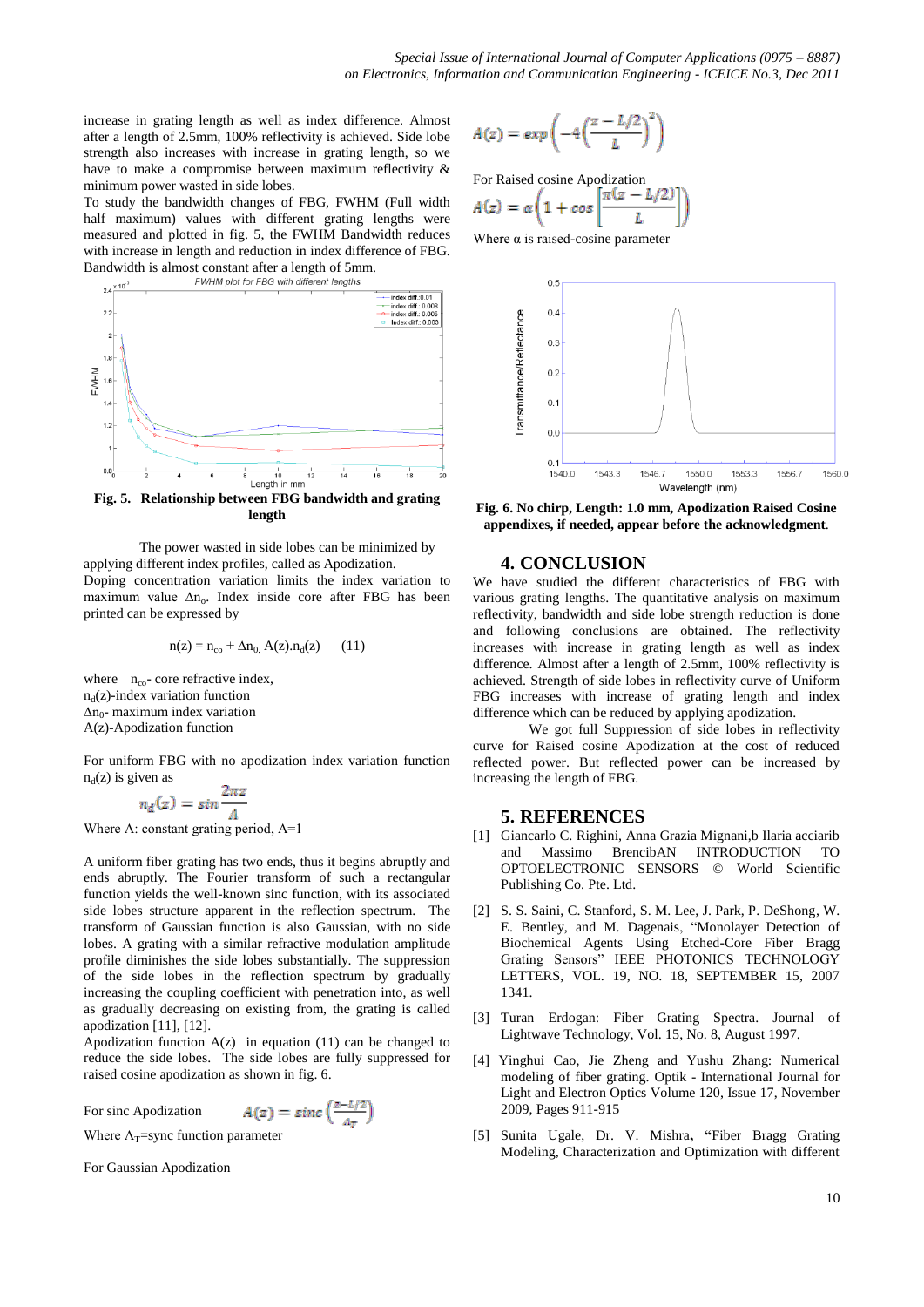increase in grating length as well as index difference. Almost after a length of 2.5mm, 100% reflectivity is achieved. Side lobe strength also increases with increase in grating length, so we have to make a compromise between maximum reflectivity & minimum power wasted in side lobes.

To study the bandwidth changes of FBG, FWHM (Full width half maximum) values with different grating lengths were measured and plotted in fig. 5, the FWHM Bandwidth reduces with increase in length and reduction in index difference of FBG. Bandwidth is almost constant after a length of 5mm.

**Fig. 5. Relationship between FBG bandwidth and grating length**

The power wasted in side lobes can be minimized by applying different index profiles, called as Apodization.

Doping concentration variation limits the index variation to maximum value $\Delta n_o$. Index inside core after FBG has been printed can be expressed by

$$n(z) = n_{co} + \Delta n_0 \, A(z).n_d(z) \qquad (11)$$

where $n_{co}$- core refractive index,
$n_d(z)$-index variation function
$\Delta n_0$- maximum index variation
A(z)-Apodization function

For uniform FBG with no apodization index variation function $n_d(z)$ is given as

$$n_d(z) = sin\frac{2\pi z}{\Lambda}$$

Where $\Lambda$: constant grating period, A=1

A uniform fiber grating has two ends, thus it begins abruptly and ends abruptly. The Fourier transform of such a rectangular function yields the well-known sinc function, with its associated side lobes structure apparent in the reflection spectrum. The transform of Gaussian function is also Gaussian, with no side lobes. A grating with a similar refractive modulation amplitude profile diminishes the side lobes substantially. The suppression of the side lobes in the reflection spectrum by gradually increasing the coupling coefficient with penetration into, as well as gradually decreasing on existing from, the grating is called apodization [11], [12].

Apodization function A(z) in equation (11) can be changed to reduce the side lobes. The side lobes are fully suppressed for raised cosine apodization as shown in fig. 6.

For sinc Apodization $\qquad A(z) = sinc\left(\frac{z-L/2}{\Lambda_T}\right)$

Where $\Lambda_T$=sync function parameter

For Gaussian Apodization

$$A(z) = exp\left(-4\left(\frac{z-L/2}{L}\right)^2\right)$$

For Raised cosine Apodization

$$A(z) = \alpha\left(1 + cos\left[\frac{\pi(z-L/2)}{L}\right]\right)$$

Where $\alpha$ is raised-cosine parameter

**Fig. 6. No chirp, Length: 1.0 mm, Apodization Raised Cosine appendixes, if needed, appear before the acknowledgment**.

## 4. CONCLUSION

We have studied the different characteristics of FBG with various grating lengths. The quantitative analysis on maximum reflectivity, bandwidth and side lobe strength reduction is done and following conclusions are obtained. The reflectivity increases with increase in grating length as well as index difference. Almost after a length of 2.5mm, 100% reflectivity is achieved. Strength of side lobes in reflectivity curve of Uniform FBG increases with increase of grating length and index difference which can be reduced by applying apodization.

We got full Suppression of side lobes in reflectivity curve for Raised cosine Apodization at the cost of reduced reflected power. But reflected power can be increased by increasing the length of FBG.

## 5. REFERENCES

[1] Giancarlo C. Righini, Anna Grazia Mignani,b Ilaria acciarib and Massimo BrencibAN INTRODUCTION TO OPTOELECTRONIC SENSORS © World Scientific Publishing Co. Pte. Ltd.

[2] S. S. Saini, C. Stanford, S. M. Lee, J. Park, P. DeShong, W. E. Bentley, and M. Dagenais, "Monolayer Detection of Biochemical Agents Using Etched-Core Fiber Bragg Grating Sensors" IEEE PHOTONICS TECHNOLOGY LETTERS, VOL. 19, NO. 18, SEPTEMBER 15, 2007 1341.

[3] Turan Erdogan: Fiber Grating Spectra. Journal of Lightwave Technology, Vol. 15, No. 8, August 1997.

[4] Yinghui Cao, Jie Zheng and Yushu Zhang: Numerical modeling of fiber grating. Optik - International Journal for Light and Electron Optics Volume 120, Issue 17, November 2009, Pages 911-915

[5] Sunita Ugale, Dr. V. Mishra, "Fiber Bragg Grating Modeling, Characterization and Optimization with different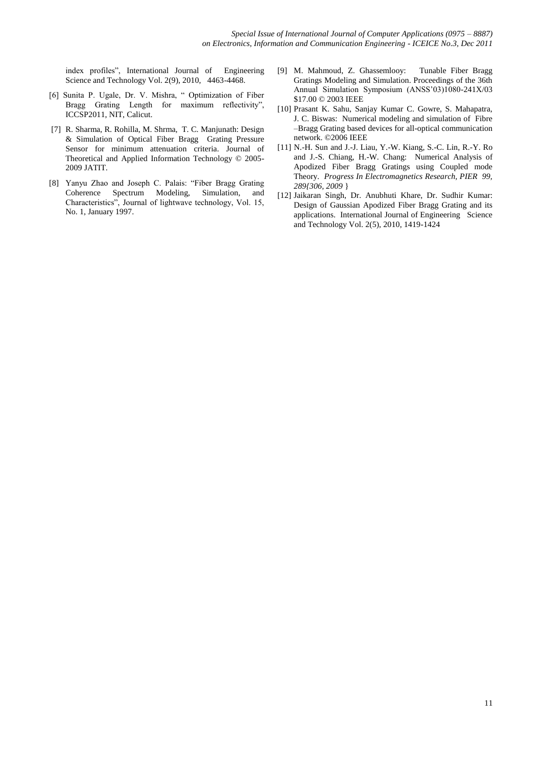index profiles", International Journal of Engineering Science and Technology Vol. 2(9), 2010, 4463-4468.

[6] Sunita P. Ugale, Dr. V. Mishra, " Optimization of Fiber Bragg Grating Length for maximum reflectivity", ICCSP2011, NIT, Calicut.

[7] R. Sharma, R. Rohilla, M. Shrma, T. C. Manjunath: Design & Simulation of Optical Fiber Bragg Grating Pressure Sensor for minimum attenuation criteria. Journal of Theoretical and Applied Information Technology © 2005-2009 JATIT.

[8] Yanyu Zhao and Joseph C. Palais: "Fiber Bragg Grating Coherence Spectrum Modeling, Simulation, and Characteristics", Journal of lightwave technology, Vol. 15, No. 1, January 1997.

[9] M. Mahmoud, Z. Ghassemlooy: Tunable Fiber Bragg Gratings Modeling and Simulation. Proceedings of the 36th Annual Simulation Symposium (ANSS'03)1080-241X/03 $17.00 © 2003 IEEE

[10] Prasant K. Sahu, Sanjay Kumar C. Gowre, S. Mahapatra, J. C. Biswas: Numerical modeling and simulation of Fibre –Bragg Grating based devices for all-optical communication network. ©2006 IEEE

[11] N.-H. Sun and J.-J. Liau, Y.-W. Kiang, S.-C. Lin, R.-Y. Ro and J.-S. Chiang, H.-W. Chang: Numerical Analysis of Apodized Fiber Bragg Gratings using Coupled mode Theory. *Progress In Electromagnetics Research, PIER 99, 289{306, 2009* }

[12] Jaikaran Singh, Dr. Anubhuti Khare, Dr. Sudhir Kumar: Design of Gaussian Apodized Fiber Bragg Grating and its applications. International Journal of Engineering Science and Technology Vol. 2(5), 2010, 1419-1424